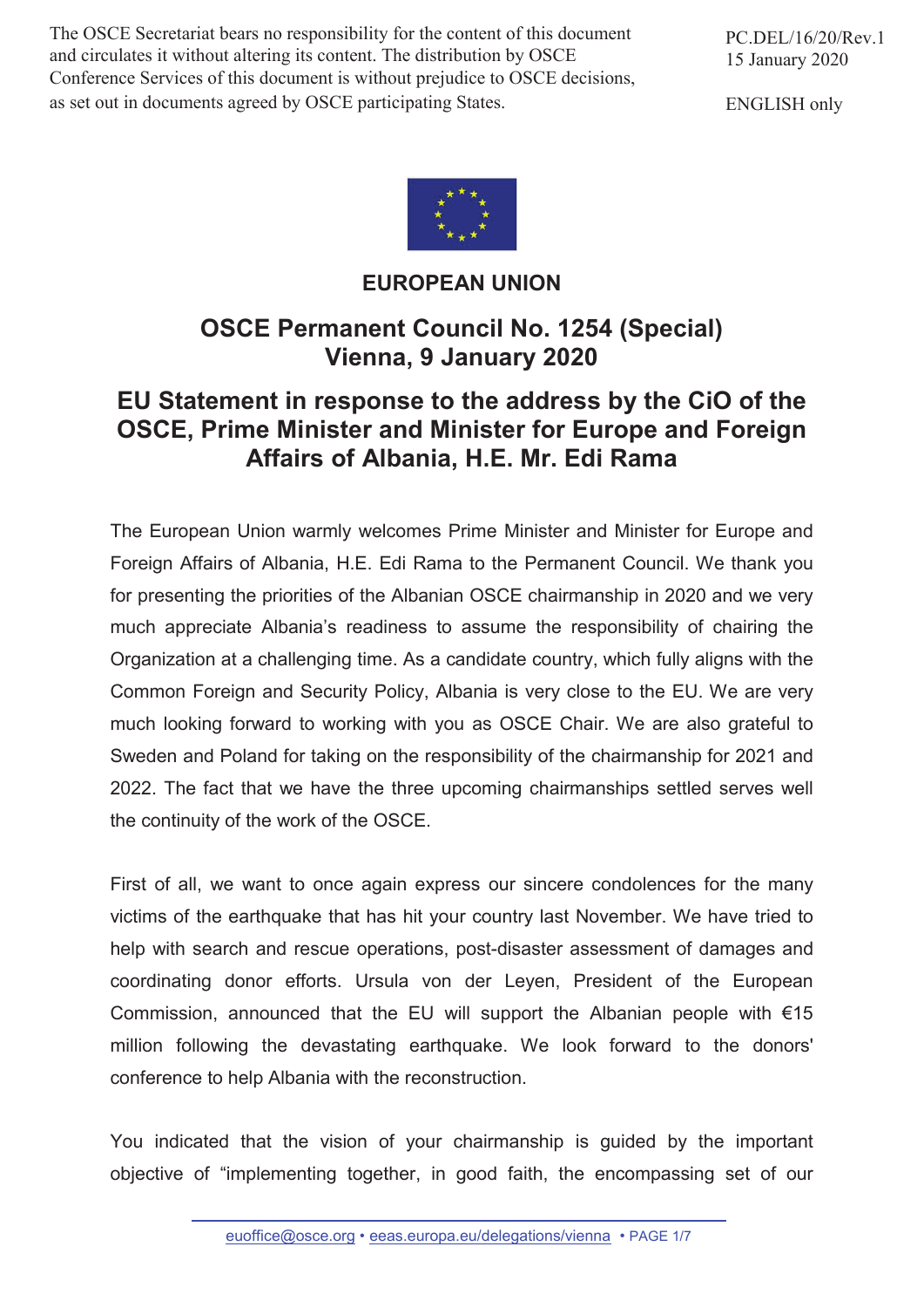The OSCE Secretariat bears no responsibility for the content of this document and circulates it without altering its content. The distribution by OSCE Conference Services of this document is without prejudice to OSCE decisions, as set out in documents agreed by OSCE participating States.

PC.DEL/16/20/Rev.1
15 January 2020

ENGLISH only

# EUROPEAN UNION

## OSCE Permanent Council No. 1254 (Special)
## Vienna, 9 January 2020

## EU Statement in response to the address by the CiO of the OSCE, Prime Minister and Minister for Europe and Foreign Affairs of Albania, H.E. Mr. Edi Rama

The European Union warmly welcomes Prime Minister and Minister for Europe and Foreign Affairs of Albania, H.E. Edi Rama to the Permanent Council. We thank you for presenting the priorities of the Albanian OSCE chairmanship in 2020 and we very much appreciate Albania's readiness to assume the responsibility of chairing the Organization at a challenging time. As a candidate country, which fully aligns with the Common Foreign and Security Policy, Albania is very close to the EU. We are very much looking forward to working with you as OSCE Chair. We are also grateful to Sweden and Poland for taking on the responsibility of the chairmanship for 2021 and 2022. The fact that we have the three upcoming chairmanships settled serves well the continuity of the work of the OSCE.

First of all, we want to once again express our sincere condolences for the many victims of the earthquake that has hit your country last November. We have tried to help with search and rescue operations, post-disaster assessment of damages and coordinating donor efforts. Ursula von der Leyen, President of the European Commission, announced that the EU will support the Albanian people with €15 million following the devastating earthquake. We look forward to the donors' conference to help Albania with the reconstruction.

You indicated that the vision of your chairmanship is guided by the important objective of "implementing together, in good faith, the encompassing set of our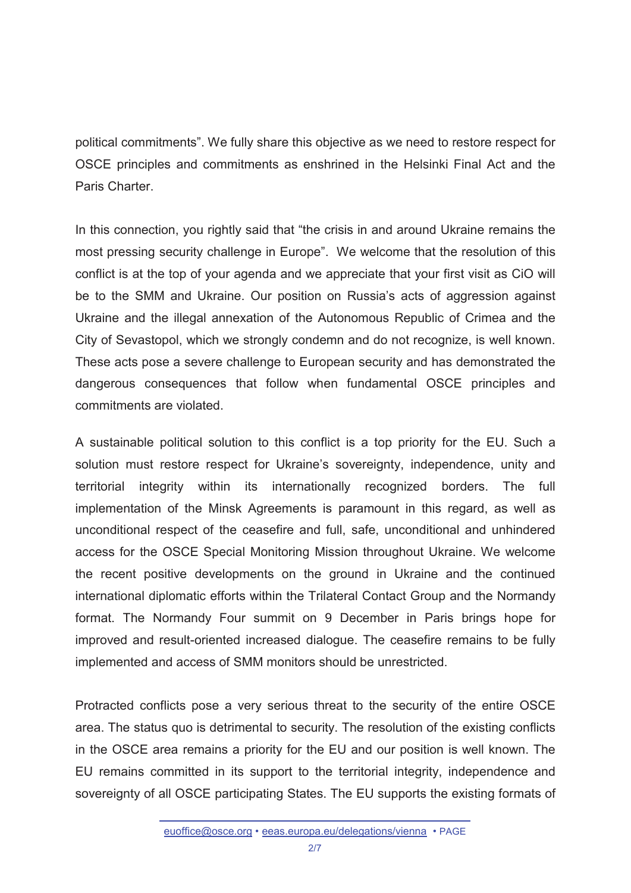political commitments". We fully share this objective as we need to restore respect for OSCE principles and commitments as enshrined in the Helsinki Final Act and the Paris Charter.

In this connection, you rightly said that "the crisis in and around Ukraine remains the most pressing security challenge in Europe". We welcome that the resolution of this conflict is at the top of your agenda and we appreciate that your first visit as CiO will be to the SMM and Ukraine. Our position on Russia's acts of aggression against Ukraine and the illegal annexation of the Autonomous Republic of Crimea and the City of Sevastopol, which we strongly condemn and do not recognize, is well known. These acts pose a severe challenge to European security and has demonstrated the dangerous consequences that follow when fundamental OSCE principles and commitments are violated.

A sustainable political solution to this conflict is a top priority for the EU. Such a solution must restore respect for Ukraine's sovereignty, independence, unity and territorial integrity within its internationally recognized borders. The full implementation of the Minsk Agreements is paramount in this regard, as well as unconditional respect of the ceasefire and full, safe, unconditional and unhindered access for the OSCE Special Monitoring Mission throughout Ukraine. We welcome the recent positive developments on the ground in Ukraine and the continued international diplomatic efforts within the Trilateral Contact Group and the Normandy format. The Normandy Four summit on 9 December in Paris brings hope for improved and result-oriented increased dialogue. The ceasefire remains to be fully implemented and access of SMM monitors should be unrestricted.

Protracted conflicts pose a very serious threat to the security of the entire OSCE area. The status quo is detrimental to security. The resolution of the existing conflicts in the OSCE area remains a priority for the EU and our position is well known. The EU remains committed in its support to the territorial integrity, independence and sovereignty of all OSCE participating States. The EU supports the existing formats of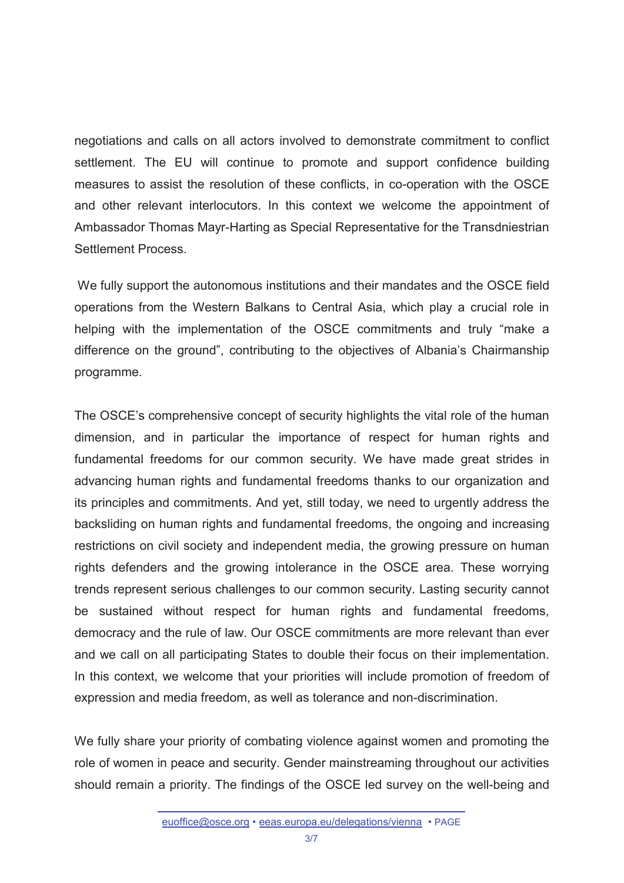negotiations and calls on all actors involved to demonstrate commitment to conflict settlement. The EU will continue to promote and support confidence building measures to assist the resolution of these conflicts, in co-operation with the OSCE and other relevant interlocutors. In this context we welcome the appointment of Ambassador Thomas Mayr-Harting as Special Representative for the Transdniestrian Settlement Process.

We fully support the autonomous institutions and their mandates and the OSCE field operations from the Western Balkans to Central Asia, which play a crucial role in helping with the implementation of the OSCE commitments and truly "make a difference on the ground", contributing to the objectives of Albania's Chairmanship programme.

The OSCE's comprehensive concept of security highlights the vital role of the human dimension, and in particular the importance of respect for human rights and fundamental freedoms for our common security. We have made great strides in advancing human rights and fundamental freedoms thanks to our organization and its principles and commitments. And yet, still today, we need to urgently address the backsliding on human rights and fundamental freedoms, the ongoing and increasing restrictions on civil society and independent media, the growing pressure on human rights defenders and the growing intolerance in the OSCE area. These worrying trends represent serious challenges to our common security. Lasting security cannot be sustained without respect for human rights and fundamental freedoms, democracy and the rule of law. Our OSCE commitments are more relevant than ever and we call on all participating States to double their focus on their implementation. In this context, we welcome that your priorities will include promotion of freedom of expression and media freedom, as well as tolerance and non-discrimination.

We fully share your priority of combating violence against women and promoting the role of women in peace and security. Gender mainstreaming throughout our activities should remain a priority. The findings of the OSCE led survey on the well-being and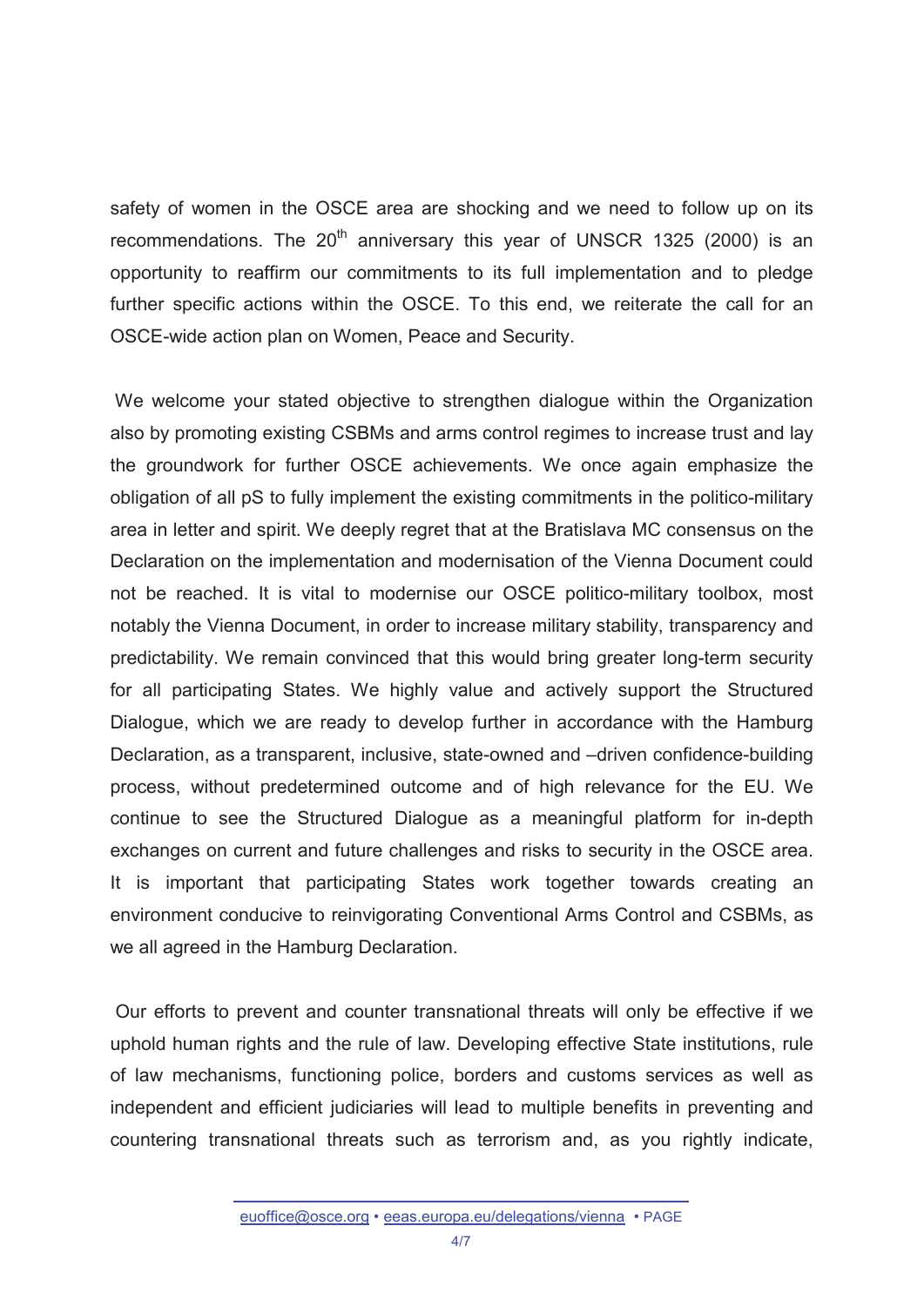safety of women in the OSCE area are shocking and we need to follow up on its recommendations. The 20th anniversary this year of UNSCR 1325 (2000) is an opportunity to reaffirm our commitments to its full implementation and to pledge further specific actions within the OSCE. To this end, we reiterate the call for an OSCE-wide action plan on Women, Peace and Security.

We welcome your stated objective to strengthen dialogue within the Organization also by promoting existing CSBMs and arms control regimes to increase trust and lay the groundwork for further OSCE achievements. We once again emphasize the obligation of all pS to fully implement the existing commitments in the politico-military area in letter and spirit. We deeply regret that at the Bratislava MC consensus on the Declaration on the implementation and modernisation of the Vienna Document could not be reached. It is vital to modernise our OSCE politico-military toolbox, most notably the Vienna Document, in order to increase military stability, transparency and predictability. We remain convinced that this would bring greater long-term security for all participating States. We highly value and actively support the Structured Dialogue, which we are ready to develop further in accordance with the Hamburg Declaration, as a transparent, inclusive, state-owned and –driven confidence-building process, without predetermined outcome and of high relevance for the EU. We continue to see the Structured Dialogue as a meaningful platform for in-depth exchanges on current and future challenges and risks to security in the OSCE area. It is important that participating States work together towards creating an environment conducive to reinvigorating Conventional Arms Control and CSBMs, as we all agreed in the Hamburg Declaration.

Our efforts to prevent and counter transnational threats will only be effective if we uphold human rights and the rule of law. Developing effective State institutions, rule of law mechanisms, functioning police, borders and customs services as well as independent and efficient judiciaries will lead to multiple benefits in preventing and countering transnational threats such as terrorism and, as you rightly indicate,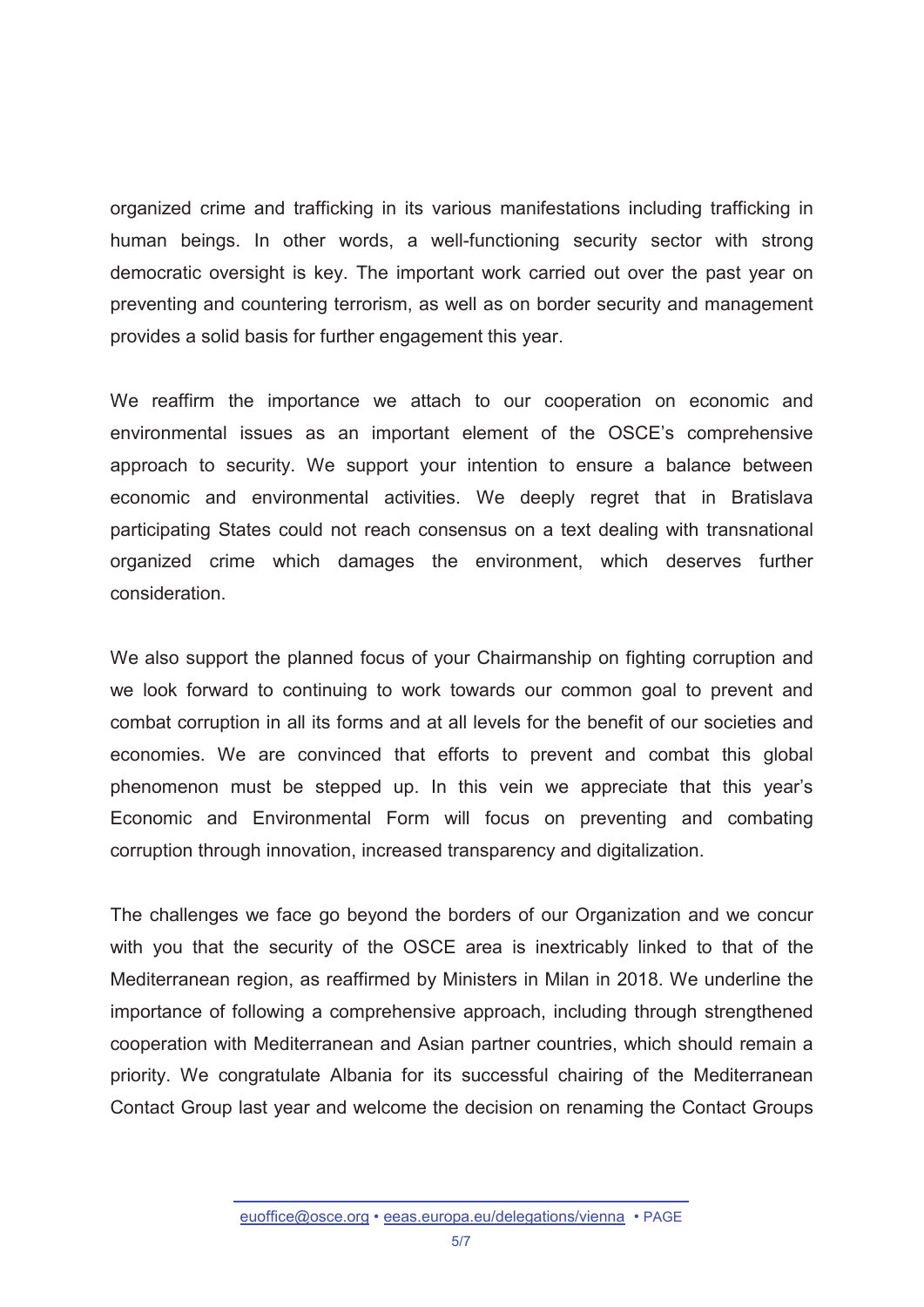organized crime and trafficking in its various manifestations including trafficking in human beings. In other words, a well-functioning security sector with strong democratic oversight is key. The important work carried out over the past year on preventing and countering terrorism, as well as on border security and management provides a solid basis for further engagement this year.

We reaffirm the importance we attach to our cooperation on economic and environmental issues as an important element of the OSCE's comprehensive approach to security. We support your intention to ensure a balance between economic and environmental activities. We deeply regret that in Bratislava participating States could not reach consensus on a text dealing with transnational organized crime which damages the environment, which deserves further consideration.

We also support the planned focus of your Chairmanship on fighting corruption and we look forward to continuing to work towards our common goal to prevent and combat corruption in all its forms and at all levels for the benefit of our societies and economies. We are convinced that efforts to prevent and combat this global phenomenon must be stepped up. In this vein we appreciate that this year's Economic and Environmental Form will focus on preventing and combating corruption through innovation, increased transparency and digitalization.

The challenges we face go beyond the borders of our Organization and we concur with you that the security of the OSCE area is inextricably linked to that of the Mediterranean region, as reaffirmed by Ministers in Milan in 2018. We underline the importance of following a comprehensive approach, including through strengthened cooperation with Mediterranean and Asian partner countries, which should remain a priority. We congratulate Albania for its successful chairing of the Mediterranean Contact Group last year and welcome the decision on renaming the Contact Groups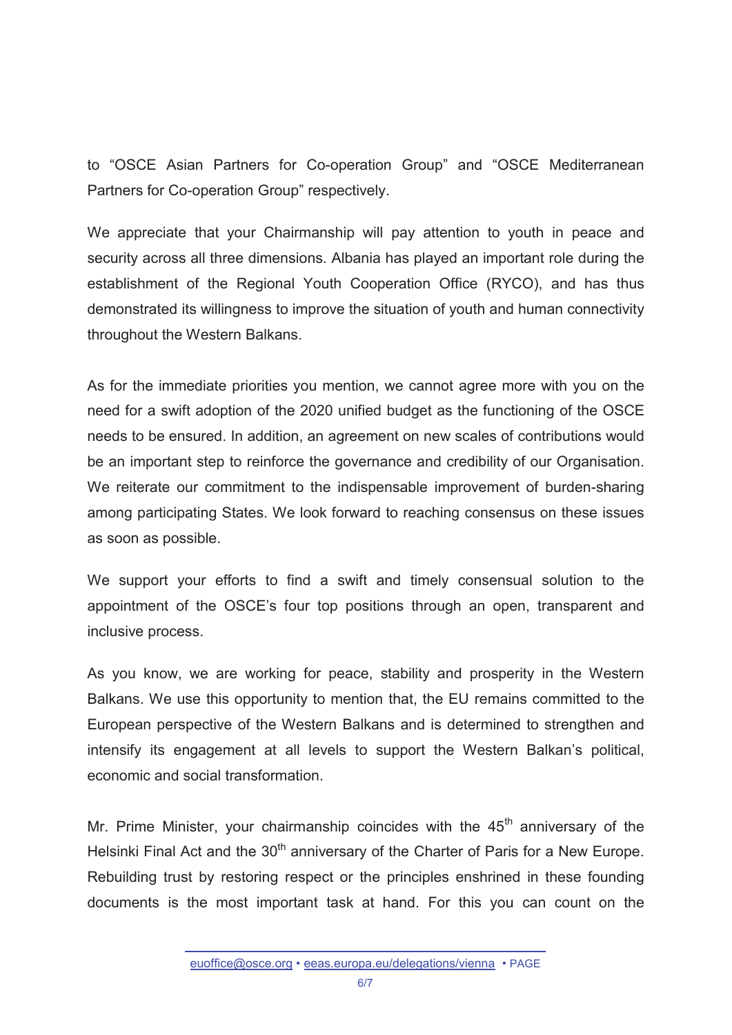to "OSCE Asian Partners for Co-operation Group" and "OSCE Mediterranean Partners for Co-operation Group" respectively.

We appreciate that your Chairmanship will pay attention to youth in peace and security across all three dimensions. Albania has played an important role during the establishment of the Regional Youth Cooperation Office (RYCO), and has thus demonstrated its willingness to improve the situation of youth and human connectivity throughout the Western Balkans.

As for the immediate priorities you mention, we cannot agree more with you on the need for a swift adoption of the 2020 unified budget as the functioning of the OSCE needs to be ensured. In addition, an agreement on new scales of contributions would be an important step to reinforce the governance and credibility of our Organisation. We reiterate our commitment to the indispensable improvement of burden-sharing among participating States. We look forward to reaching consensus on these issues as soon as possible.

We support your efforts to find a swift and timely consensual solution to the appointment of the OSCE's four top positions through an open, transparent and inclusive process.

As you know, we are working for peace, stability and prosperity in the Western Balkans. We use this opportunity to mention that, the EU remains committed to the European perspective of the Western Balkans and is determined to strengthen and intensify its engagement at all levels to support the Western Balkan's political, economic and social transformation.

Mr. Prime Minister, your chairmanship coincides with the 45th anniversary of the Helsinki Final Act and the 30th anniversary of the Charter of Paris for a New Europe. Rebuilding trust by restoring respect or the principles enshrined in these founding documents is the most important task at hand. For this you can count on the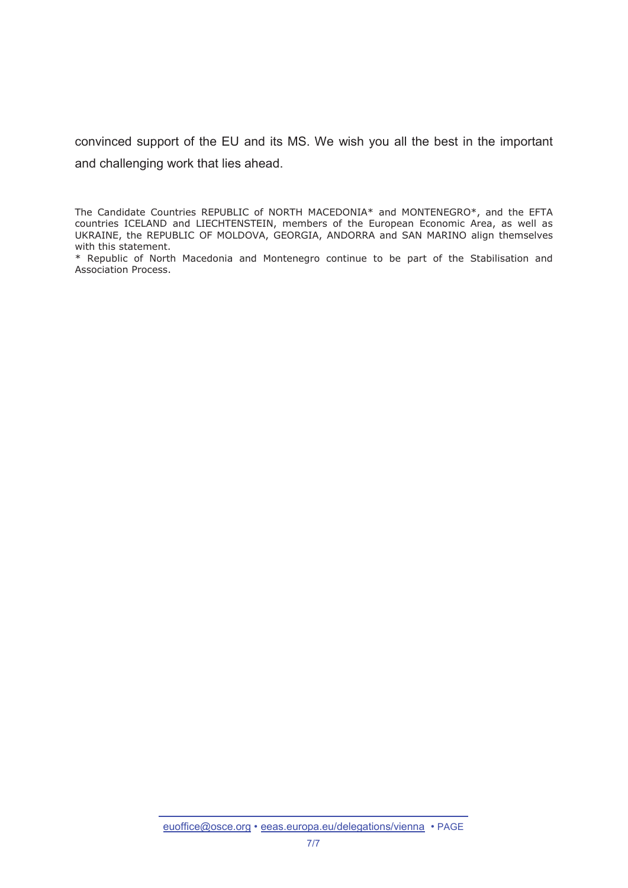convinced support of the EU and its MS. We wish you all the best in the important and challenging work that lies ahead.

The Candidate Countries REPUBLIC of NORTH MACEDONIA* and MONTENEGRO*, and the EFTA countries ICELAND and LIECHTENSTEIN, members of the European Economic Area, as well as UKRAINE, the REPUBLIC OF MOLDOVA, GEORGIA, ANDORRA and SAN MARINO align themselves with this statement.

* Republic of North Macedonia and Montenegro continue to be part of the Stabilisation and Association Process.